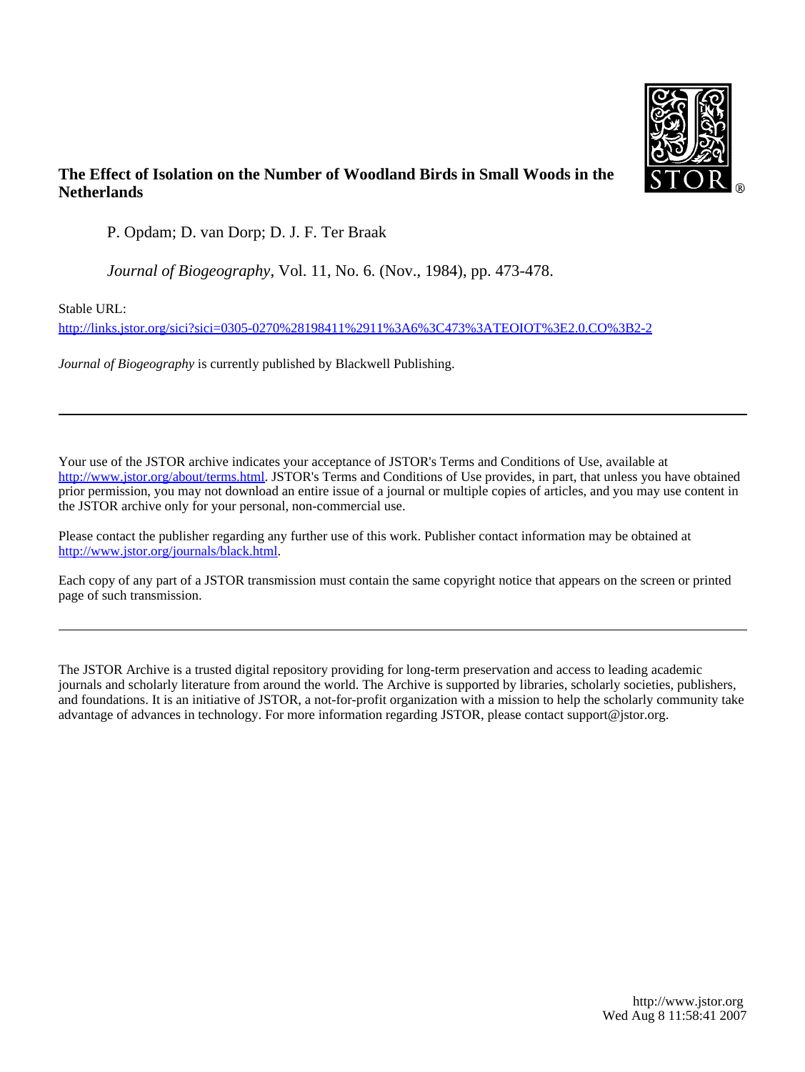# The Effect of Isolation on the Number of Woodland Birds in Small Woods in the Netherlands

P. Opdam; D. van Dorp; D. J. F. Ter Braak

*Journal of Biogeography*, Vol. 11, No. 6. (Nov., 1984), pp. 473-478.

Stable URL:

http://links.jstor.org/sici?sici=0305-0270%28198411%2911%3A6%3C473%3ATEOIOT%3E2.0.CO%3B2-2

*Journal of Biogeography* is currently published by Blackwell Publishing.

---

Your use of the JSTOR archive indicates your acceptance of JSTOR's Terms and Conditions of Use, available at http://www.jstor.org/about/terms.html. JSTOR's Terms and Conditions of Use provides, in part, that unless you have obtained prior permission, you may not download an entire issue of a journal or multiple copies of articles, and you may use content in the JSTOR archive only for your personal, non-commercial use.

Please contact the publisher regarding any further use of this work. Publisher contact information may be obtained at http://www.jstor.org/journals/black.html.

Each copy of any part of a JSTOR transmission must contain the same copyright notice that appears on the screen or printed page of such transmission.

---

The JSTOR Archive is a trusted digital repository providing for long-term preservation and access to leading academic journals and scholarly literature from around the world. The Archive is supported by libraries, scholarly societies, publishers, and foundations. It is an initiative of JSTOR, a not-for-profit organization with a mission to help the scholarly community take advantage of advances in technology. For more information regarding JSTOR, please contact support@jstor.org.

http://www.jstor.org
Wed Aug 8 11:58:41 2007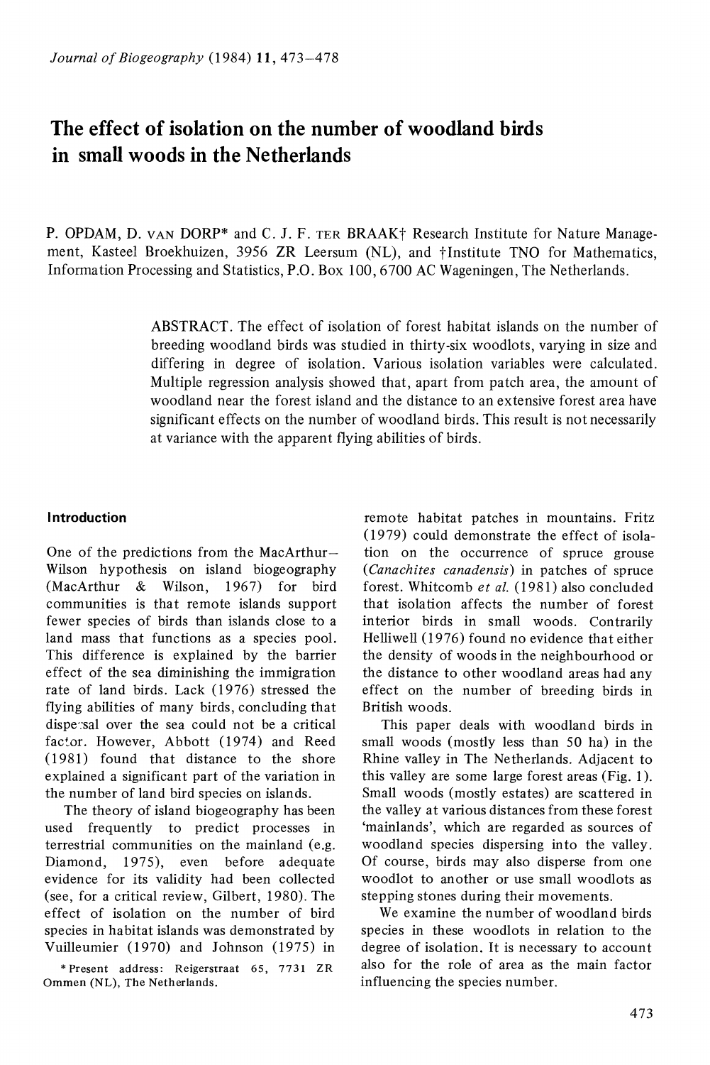# The effect of isolation on the number of woodland birds in small woods in the Netherlands

P. OPDAM, D. VAN DORP* and C. J. F. TER BRAAK† Research Institute for Nature Management, Kasteel Broekhuizen, 3956 ZR Leersum (NL), and †Institute TNO for Mathematics, Information Processing and Statistics, P.O. Box 100, 6700 AC Wageningen, The Netherlands.

ABSTRACT. The effect of isolation of forest habitat islands on the number of breeding woodland birds was studied in thirty-six woodlots, varying in size and differing in degree of isolation. Various isolation variables were calculated. Multiple regression analysis showed that, apart from patch area, the amount of woodland near the forest island and the distance to an extensive forest area have significant effects on the number of woodland birds. This result is not necessarily at variance with the apparent flying abilities of birds.

## Introduction

One of the predictions from the MacArthur–Wilson hypothesis on island biogeography (MacArthur & Wilson, 1967) for bird communities is that remote islands support fewer species of birds than islands close to a land mass that functions as a species pool. This difference is explained by the barrier effect of the sea diminishing the immigration rate of land birds. Lack (1976) stressed the flying abilities of many birds, concluding that dispersal over the sea could not be a critical factor. However, Abbott (1974) and Reed (1981) found that distance to the shore explained a significant part of the variation in the number of land bird species on islands.

The theory of island biogeography has been used frequently to predict processes in terrestrial communities on the mainland (e.g. Diamond, 1975), even before adequate evidence for its validity had been collected (see, for a critical review, Gilbert, 1980). The effect of isolation on the number of bird species in habitat islands was demonstrated by Vuilleumier (1970) and Johnson (1975) in remote habitat patches in mountains. Fritz (1979) could demonstrate the effect of isolation on the occurrence of spruce grouse (*Canachites canadensis*) in patches of spruce forest. Whitcomb *et al.* (1981) also concluded that isolation affects the number of forest interior birds in small woods. Contrarily Helliwell (1976) found no evidence that either the density of woods in the neighbourhood or the distance to other woodland areas had any effect on the number of breeding birds in British woods.

This paper deals with woodland birds in small woods (mostly less than 50 ha) in the Rhine valley in The Netherlands. Adjacent to this valley are some large forest areas (Fig. 1). Small woods (mostly estates) are scattered in the valley at various distances from these forest 'mainlands', which are regarded as sources of woodland species dispersing into the valley. Of course, birds may also disperse from one woodlot to another or use small woodlots as stepping stones during their movements.

We examine the number of woodland birds species in these woodlots in relation to the degree of isolation. It is necessary to account also for the role of area as the main factor influencing the species number.

* Present address: Reigerstraat 65, 7731 ZR Ommen (NL), The Netherlands.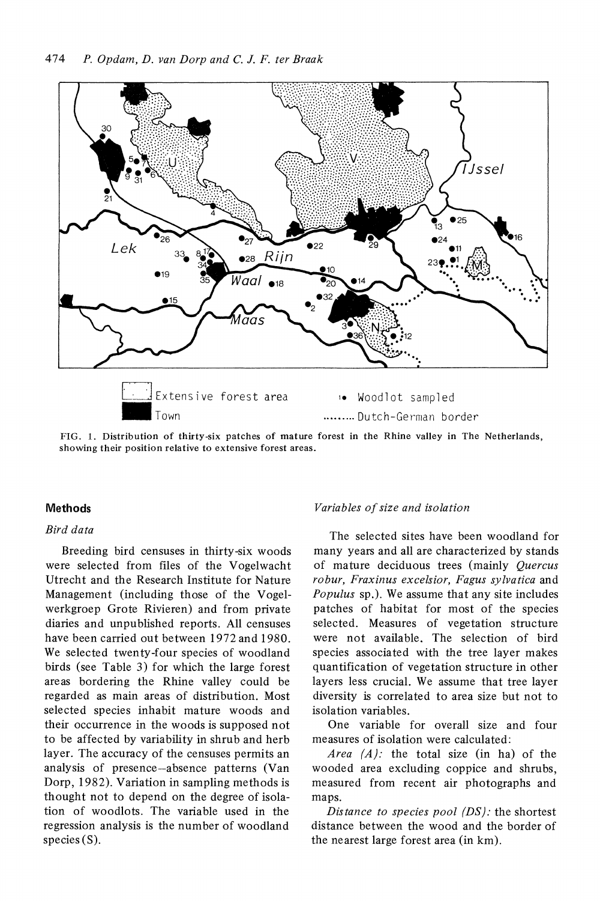FIG. 1. Distribution of thirty-six patches of mature forest in the Rhine valley in The Netherlands, showing their position relative to extensive forest areas.

## Methods

### *Bird data*

Breeding bird censuses in thirty-six woods were selected from files of the Vogelwacht Utrecht and the Research Institute for Nature Management (including those of the Vogelwerkgroep Grote Rivieren) and from private diaries and unpublished reports. All censuses have been carried out between 1972 and 1980. We selected twenty-four species of woodland birds (see Table 3) for which the large forest areas bordering the Rhine valley could be regarded as main areas of distribution. Most selected species inhabit mature woods and their occurrence in the woods is supposed not to be affected by variability in shrub and herb layer. The accuracy of the censuses permits an analysis of presence–absence patterns (Van Dorp, 1982). Variation in sampling methods is thought not to depend on the degree of isolation of woodlots. The variable used in the regression analysis is the number of woodland species (S).

### *Variables of size and isolation*

The selected sites have been woodland for many years and all are characterized by stands of mature deciduous trees (mainly *Quercus robur, Fraxinus excelsior, Fagus sylvatica* and *Populus* sp.). We assume that any site includes patches of habitat for most of the species selected. Measures of vegetation structure were not available. The selection of bird species associated with the tree layer makes quantification of vegetation structure in other layers less crucial. We assume that tree layer diversity is correlated to area size but not to isolation variables.

One variable for overall size and four measures of isolation were calculated:

*Area (A):* the total size (in ha) of the wooded area excluding coppice and shrubs, measured from recent air photographs and maps.

*Distance to species pool (DS):* the shortest distance between the wood and the border of the nearest large forest area (in km).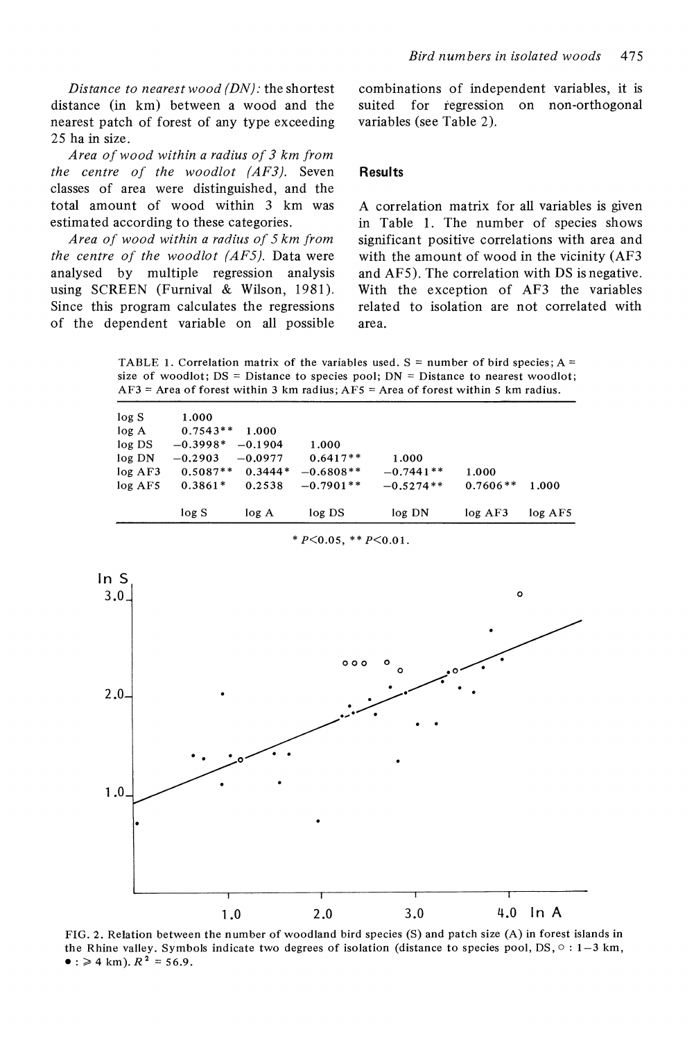*Distance to nearest wood (DN)*: the shortest distance (in km) between a wood and the nearest patch of forest of any type exceeding 25 ha in size.

*Area of wood within a radius of 3 km from the centre of the woodlot (AF3)*. Seven classes of area were distinguished, and the total amount of wood within 3 km was estimated according to these categories.

*Area of wood within a radius of 5 km from the centre of the woodlot (AF5)*. Data were analysed by multiple regression analysis using SCREEN (Furnival & Wilson, 1981). Since this program calculates the regressions of the dependent variable on all possible combinations of independent variables, it is suited for regression on non-orthogonal variables (see Table 2).

## Results

A correlation matrix for all variables is given in Table 1. The number of species shows significant positive correlations with area and with the amount of wood in the vicinity (AF3 and AF5). The correlation with DS is negative. With the exception of AF3 the variables related to isolation are not correlated with area.

TABLE 1. Correlation matrix of the variables used. S = number of bird species; A = size of woodlot; DS = Distance to species pool; DN = Distance to nearest woodlot; AF3 = Area of forest within 3 km radius; AF5 = Area of forest within 5 km radius.

| | log S | log A | log DS | log DN | log AF3 | log AF5 |
|---|---|---|---|---|---|---|
| log S | 1.000 | | | | | |
| log A | 0.7543** | 1.000 | | | | |
| log DS | −0.3998* | −0.1904 | 1.000 | | | |
| log DN | −0.2903 | −0.0977 | 0.6417** | 1.000 | | |
| log AF3 | 0.5087** | 0.3444* | −0.6808** | −0.7441** | 1.000 | |
| log AF5 | 0.3861* | 0.2538 | −0.7901** | −0.5274** | 0.7606** | 1.000 |

* $P<0.05$, ** $P<0.01$.

FIG. 2. Relation between the number of woodland bird species (S) and patch size (A) in forest islands in the Rhine valley. Symbols indicate two degrees of isolation (distance to species pool, DS, ○ : 1–3 km, ● : ≥ 4 km). $R^2$ = 56.9.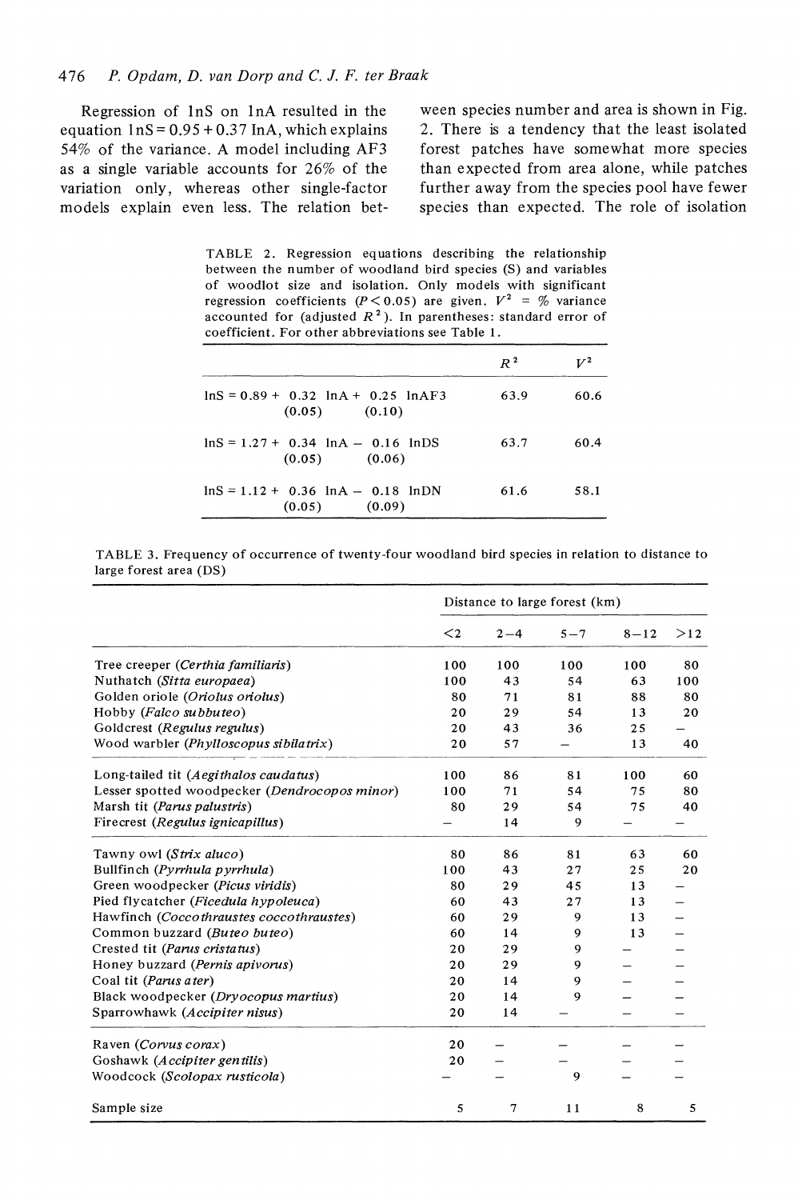Regression of $\ln S$ on $\ln A$ resulted in the equation $\ln S = 0.95 + 0.37 \ln A$, which explains 54% of the variance. A model including AF3 as a single variable accounts for 26% of the variation only, whereas other single-factor models explain even less. The relation between species number and area is shown in Fig. 2. There is a tendency that the least isolated forest patches have somewhat more species than expected from area alone, while patches further away from the species pool have fewer species than expected. The role of isolation

TABLE 2. Regression equations describing the relationship between the number of woodland bird species (S) and variables of woodlot size and isolation. Only models with significant regression coefficients ($P < 0.05$) are given. $V^2$ = % variance accounted for (adjusted $R^2$). In parentheses: standard error of coefficient. For other abbreviations see Table 1.

| | $R^2$ | $V^2$ |
|---|---|---|
| $\ln S = 0.89 + \underset{(0.05)}{0.32} \ln A + \underset{(0.10)}{0.25} \ln AF3$ | 63.9 | 60.6 |
| $\ln S = 1.27 + \underset{(0.05)}{0.34} \ln A - \underset{(0.06)}{0.16} \ln DS$ | 63.7 | 60.4 |
| $\ln S = 1.12 + \underset{(0.05)}{0.36} \ln A - \underset{(0.09)}{0.18} \ln DN$ | 61.6 | 58.1 |

TABLE 3. Frequency of occurrence of twenty-four woodland bird species in relation to distance to large forest area (DS)

| | Distance to large forest (km) | | | | |
|---|---|---|---|---|---|
| | <2 | 2–4 | 5–7 | 8–12 | >12 |
| Tree creeper (*Certhia familiaris*) | 100 | 100 | 100 | 100 | 80 |
| Nuthatch (*Sitta europaea*) | 100 | 43 | 54 | 63 | 100 |
| Golden oriole (*Oriolus oriolus*) | 80 | 71 | 81 | 88 | 80 |
| Hobby (*Falco subbuteo*) | 20 | 29 | 54 | 13 | 20 |
| Goldcrest (*Regulus regulus*) | 20 | 43 | 36 | 25 | – |
| Wood warbler (*Phylloscopus sibilatrix*) | 20 | 57 | – | 13 | 40 |
| Long-tailed tit (*Aegithalos caudatus*) | 100 | 86 | 81 | 100 | 60 |
| Lesser spotted woodpecker (*Dendrocopos minor*) | 100 | 71 | 54 | 75 | 80 |
| Marsh tit (*Parus palustris*) | 80 | 29 | 54 | 75 | 40 |
| Firecrest (*Regulus ignicapillus*) | – | 14 | 9 | – | – |
| Tawny owl (*Strix aluco*) | 80 | 86 | 81 | 63 | 60 |
| Bullfinch (*Pyrrhula pyrrhula*) | 100 | 43 | 27 | 25 | 20 |
| Green woodpecker (*Picus viridis*) | 80 | 29 | 45 | 13 | – |
| Pied flycatcher (*Ficedula hypoleuca*) | 60 | 43 | 27 | 13 | – |
| Hawfinch (*Coccothraustes coccothraustes*) | 60 | 29 | 9 | 13 | – |
| Common buzzard (*Buteo buteo*) | 60 | 14 | 9 | 13 | – |
| Crested tit (*Parus cristatus*) | 20 | 29 | 9 | – | – |
| Honey buzzard (*Pernis apivorus*) | 20 | 29 | 9 | – | – |
| Coal tit (*Parus ater*) | 20 | 14 | 9 | – | – |
| Black woodpecker (*Dryocopus martius*) | 20 | 14 | 9 | – | – |
| Sparrowhawk (*Accipiter nisus*) | 20 | 14 | – | – | – |
| Raven (*Corvus corax*) | 20 | – | – | – | – |
| Goshawk (*Accipiter gentilis*) | 20 | – | – | – | – |
| Woodcock (*Scolopax rusticola*) | – | – | 9 | – | – |
| Sample size | 5 | 7 | 11 | 8 | 5 |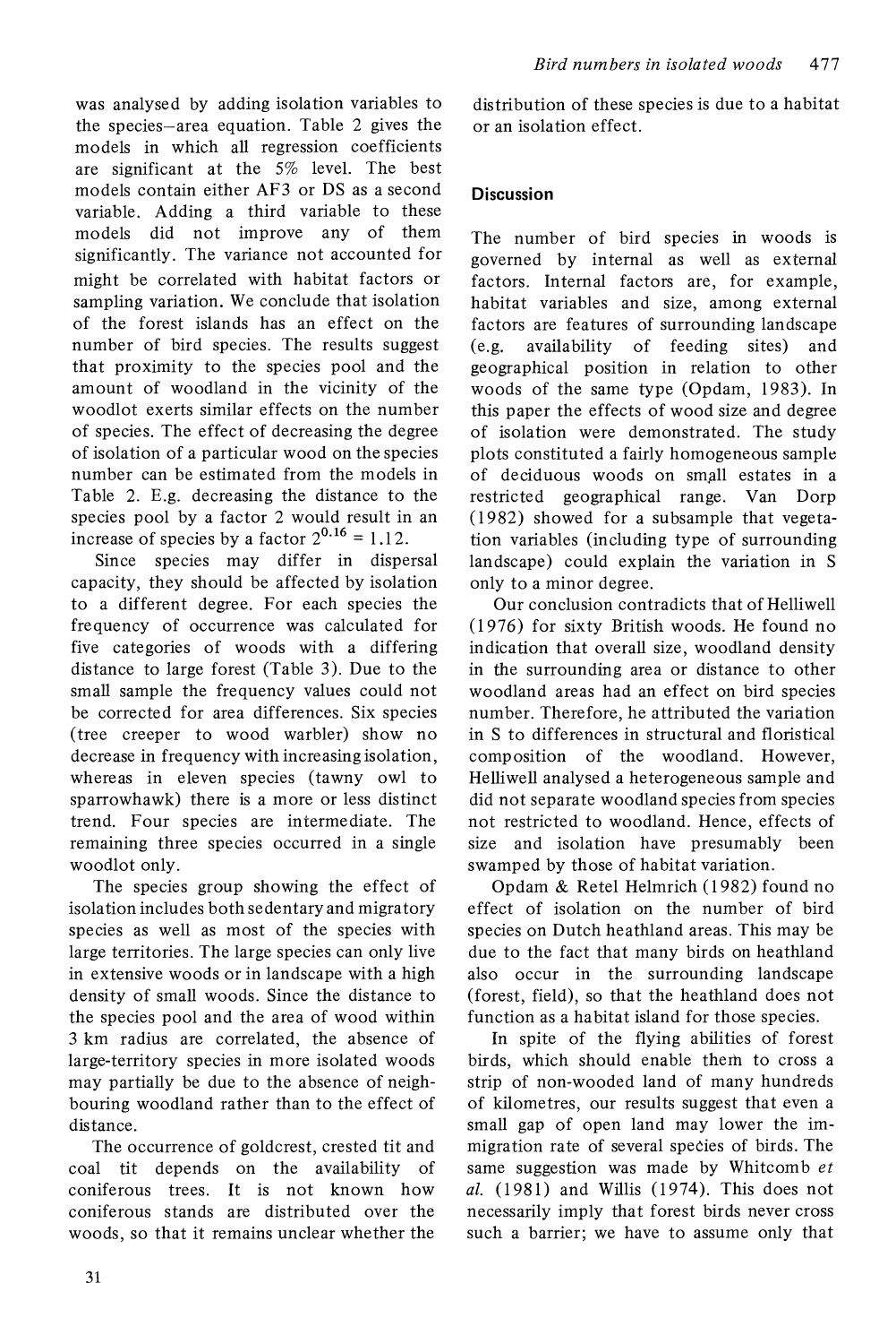was analysed by adding isolation variables to the species–area equation. Table 2 gives the models in which all regression coefficients are significant at the 5% level. The best models contain either AF3 or DS as a second variable. Adding a third variable to these models did not improve any of them significantly. The variance not accounted for might be correlated with habitat factors or sampling variation. We conclude that isolation of the forest islands has an effect on the number of bird species. The results suggest that proximity to the species pool and the amount of woodland in the vicinity of the woodlot exerts similar effects on the number of species. The effect of decreasing the degree of isolation of a particular wood on the species number can be estimated from the models in Table 2. E.g. decreasing the distance to the species pool by a factor 2 would result in an increase of species by a factor $2^{0.16} = 1.12$.

Since species may differ in dispersal capacity, they should be affected by isolation to a different degree. For each species the frequency of occurrence was calculated for five categories of woods with a differing distance to large forest (Table 3). Due to the small sample the frequency values could not be corrected for area differences. Six species (tree creeper to wood warbler) show no decrease in frequency with increasing isolation, whereas in eleven species (tawny owl to sparrowhawk) there is a more or less distinct trend. Four species are intermediate. The remaining three species occurred in a single woodlot only.

The species group showing the effect of isolation includes both sedentary and migratory species as well as most of the species with large territories. The large species can only live in extensive woods or in landscape with a high density of small woods. Since the distance to the species pool and the area of wood within 3 km radius are correlated, the absence of large-territory species in more isolated woods may partially be due to the absence of neighbouring woodland rather than to the effect of distance.

The occurrence of goldcrest, crested tit and coal tit depends on the availability of coniferous trees. It is not known how coniferous stands are distributed over the woods, so that it remains unclear whether the distribution of these species is due to a habitat or an isolation effect.

## Discussion

The number of bird species in woods is governed by internal as well as external factors. Internal factors are, for example, habitat variables and size, among external factors are features of surrounding landscape (e.g. availability of feeding sites) and geographical position in relation to other woods of the same type (Opdam, 1983). In this paper the effects of wood size and degree of isolation were demonstrated. The study plots constituted a fairly homogeneous sample of deciduous woods on small estates in a restricted geographical range. Van Dorp (1982) showed for a subsample that vegetation variables (including type of surrounding landscape) could explain the variation in S only to a minor degree.

Our conclusion contradicts that of Helliwell (1976) for sixty British woods. He found no indication that overall size, woodland density in the surrounding area or distance to other woodland areas had an effect on bird species number. Therefore, he attributed the variation in S to differences in structural and floristical composition of the woodland. However, Helliwell analysed a heterogeneous sample and did not separate woodland species from species not restricted to woodland. Hence, effects of size and isolation have presumably been swamped by those of habitat variation.

Opdam & Retel Helmrich (1982) found no effect of isolation on the number of bird species on Dutch heathland areas. This may be due to the fact that many birds on heathland also occur in the surrounding landscape (forest, field), so that the heathland does not function as a habitat island for those species.

In spite of the flying abilities of forest birds, which should enable them to cross a strip of non-wooded land of many hundreds of kilometres, our results suggest that even a small gap of open land may lower the immigration rate of several species of birds. The same suggestion was made by Whitcomb *et al.* (1981) and Willis (1974). This does not necessarily imply that forest birds never cross such a barrier; we have to assume only that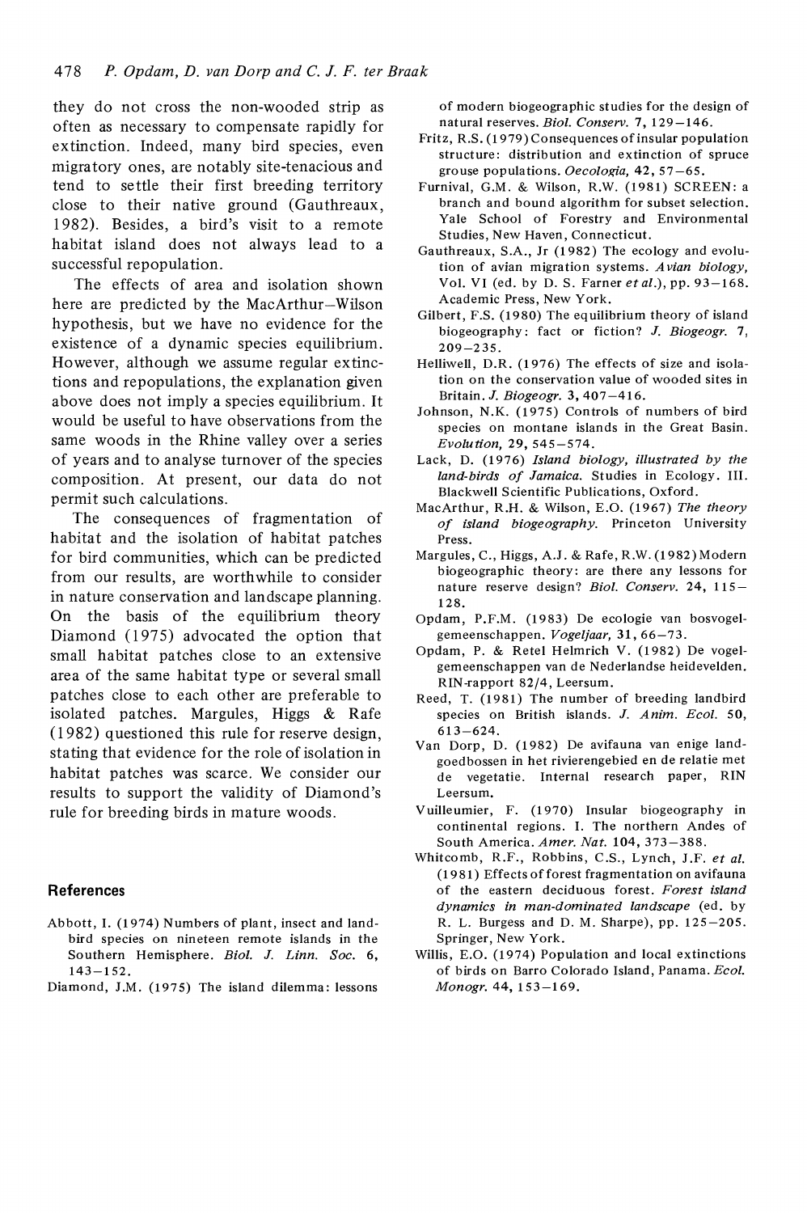they do not cross the non-wooded strip as often as necessary to compensate rapidly for extinction. Indeed, many bird species, even migratory ones, are notably site-tenacious and tend to settle their first breeding territory close to their native ground (Gauthreaux, 1982). Besides, a bird's visit to a remote habitat island does not always lead to a successful repopulation.

The effects of area and isolation shown here are predicted by the MacArthur–Wilson hypothesis, but we have no evidence for the existence of a dynamic species equilibrium. However, although we assume regular extinctions and repopulations, the explanation given above does not imply a species equilibrium. It would be useful to have observations from the same woods in the Rhine valley over a series of years and to analyse turnover of the species composition. At present, our data do not permit such calculations.

The consequences of fragmentation of habitat and the isolation of habitat patches for bird communities, which can be predicted from our results, are worthwhile to consider in nature conservation and landscape planning. On the basis of the equilibrium theory Diamond (1975) advocated the option that small habitat patches close to an extensive area of the same habitat type or several small patches close to each other are preferable to isolated patches. Margules, Higgs & Rafe (1982) questioned this rule for reserve design, stating that evidence for the role of isolation in habitat patches was scarce. We consider our results to support the validity of Diamond's rule for breeding birds in mature woods.

## References

Abbott, I. (1974) Numbers of plant, insect and landbird species on nineteen remote islands in the Southern Hemisphere. *Biol. J. Linn. Soc.* **6**, 143–152.

Diamond, J.M. (1975) The island dilemma: lessons of modern biogeographic studies for the design of natural reserves. *Biol. Conserv.* **7**, 129–146.

Fritz, R.S. (1979) Consequences of insular population structure: distribution and extinction of spruce grouse populations. *Oecologia*, **42**, 57–65.

Furnival, G.M. & Wilson, R.W. (1981) SCREEN: a branch and bound algorithm for subset selection. Yale School of Forestry and Environmental Studies, New Haven, Connecticut.

Gauthreaux, S.A., Jr (1982) The ecology and evolution of avian migration systems. *Avian biology*, Vol. VI (ed. by D. S. Farner *et al.*), pp. 93–168. Academic Press, New York.

Gilbert, F.S. (1980) The equilibrium theory of island biogeography: fact or fiction? *J. Biogeogr.* **7**, 209–235.

Helliwell, D.R. (1976) The effects of size and isolation on the conservation value of wooded sites in Britain. *J. Biogeogr.* **3**, 407–416.

Johnson, N.K. (1975) Controls of numbers of bird species on montane islands in the Great Basin. *Evolution*, **29**, 545–574.

Lack, D. (1976) *Island biology, illustrated by the land-birds of Jamaica.* Studies in Ecology. III. Blackwell Scientific Publications, Oxford.

MacArthur, R.H. & Wilson, E.O. (1967) *The theory of island biogeography.* Princeton University Press.

Margules, C., Higgs, A.J. & Rafe, R.W. (1982) Modern biogeographic theory: are there any lessons for nature reserve design? *Biol. Conserv.* **24**, 115–128.

Opdam, P.F.M. (1983) De ecologie van bosvogelgemeenschappen. *Vogeljaar*, **31**, 66–73.

Opdam, P. & Retel Helmrich V. (1982) De vogelgemeenschappen van de Nederlandse heidevelden. RIN-rapport 82/4, Leersum.

Reed, T. (1981) The number of breeding landbird species on British islands. *J. Anim. Ecol.* **50**, 613–624.

Van Dorp, D. (1982) De avifauna van enige landgoedbossen in het rivierengebied en de relatie met de vegetatie. Internal research paper, RIN Leersum.

Vuilleumier, F. (1970) Insular biogeography in continental regions. I. The northern Andes of South America. *Amer. Nat.* **104**, 373–388.

Whitcomb, R.F., Robbins, C.S., Lynch, J.F. *et al.* (1981) Effects of forest fragmentation on avifauna of the eastern deciduous forest. *Forest island dynamics in man-dominated landscape* (ed. by R. L. Burgess and D. M. Sharpe), pp. 125–205. Springer, New York.

Willis, E.O. (1974) Population and local extinctions of birds on Barro Colorado Island, Panama. *Ecol. Monogr.* **44**, 153–169.